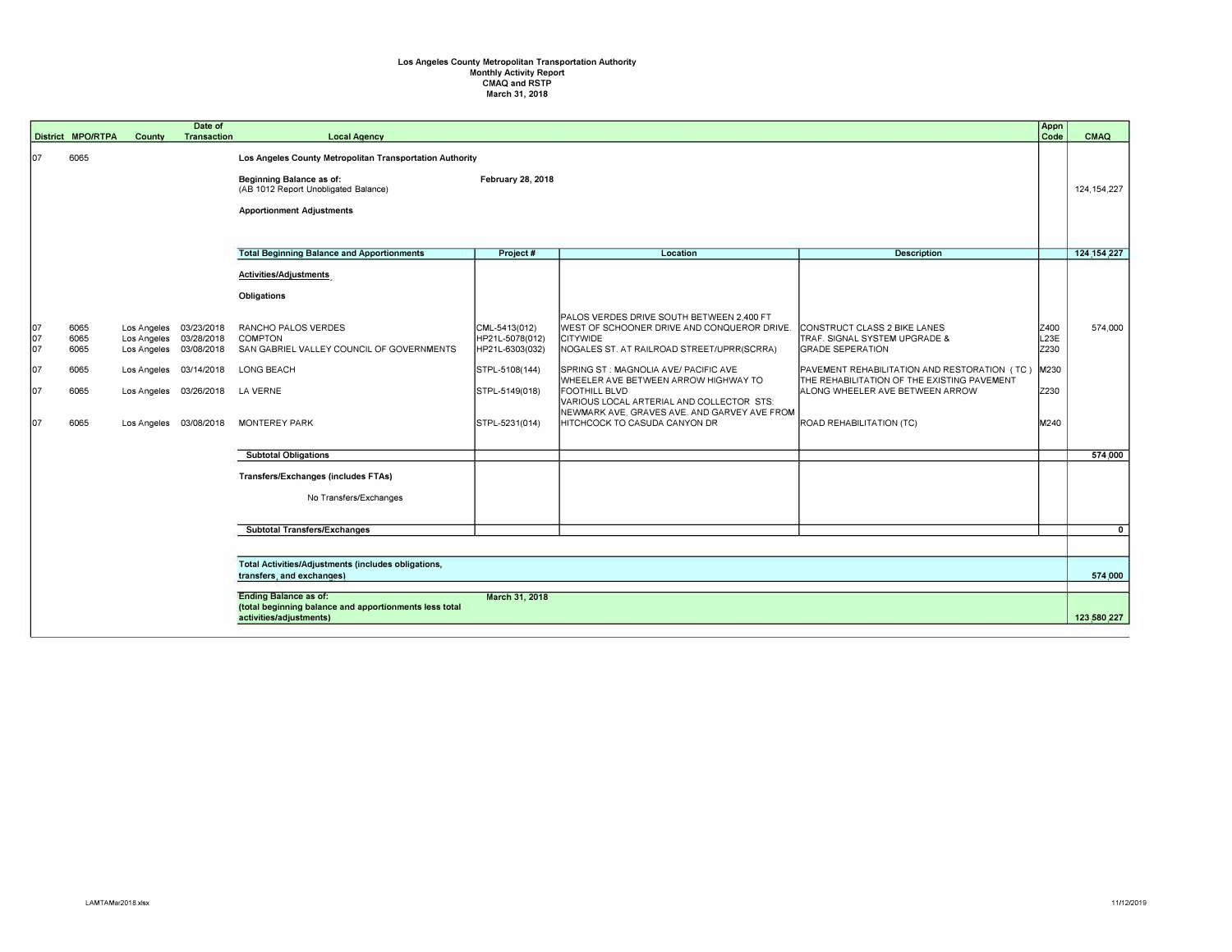# Los Angeles County Metropolitan Transportation Authority
## Monthly Activity Report
## CMAQ and RSTP
## March 31, 2018

| District | MPO/RTPA | County | Date of Transaction | Local Agency | Project # | Location | Description | Appn Code | CMAQ |
|---|---|---|---|---|---|---|---|---|---|
| 07 | 6065 | | | **Los Angeles County Metropolitan Transportation Authority** | | | | | |
| | | | | **Beginning Balance as of:** (AB 1012 Report Unobligated Balance) | **February 28, 2018** | | | | 124,154,227 |
| | | | | **Apportionment Adjustments** | | | | | |
| | | | | **Total Beginning Balance and Apportionments** | **Project #** | **Location** | **Description** | | **124,154,227** |
| | | | | **Activities/Adjustments** | | | | | |
| | | | | **Obligations** | | | | | |
| 07 | 6065 | Los Angeles | 03/23/2018 | RANCHO PALOS VERDES | CML-5413(012) | PALOS VERDES DRIVE SOUTH BETWEEN 2,400 FT WEST OF SCHOONER DRIVE AND CONQUEROR DRIVE. | CONSTRUCT CLASS 2 BIKE LANES | Z400 | 574,000 |
| 07 | 6065 | Los Angeles | 03/28/2018 | COMPTON | HP21L-5078(012) | CITYWIDE | TRAF. SIGNAL SYSTEM UPGRADE & | L23E | |
| 07 | 6065 | Los Angeles | 03/08/2018 | SAN GABRIEL VALLEY COUNCIL OF GOVERNMENTS | HP21L-6303(032) | NOGALES ST. AT RAILROAD STREET/UPRR(SCRRA) | GRADE SEPERATION | Z230 | |
| 07 | 6065 | Los Angeles | 03/14/2018 | LONG BEACH | STPL-5108(144) | SPRING ST : MAGNOLIA AVE/ PACIFIC AVE | PAVEMENT REHABILITATION AND RESTORATION ( TC ) | M230 | |
| 07 | 6065 | Los Angeles | 03/26/2018 | LA VERNE | STPL-5149(018) | WHEELER AVE BETWEEN ARROW HIGHWAY TO FOOTHILL BLVD | THE REHABILITATION OF THE EXISTING PAVEMENT ALONG WHEELER AVE BETWEEN ARROW | Z230 | |
| 07 | 6065 | Los Angeles | 03/08/2018 | MONTEREY PARK | STPL-5231(014) | VARIOUS LOCAL ARTERIAL AND COLLECTOR STS: NEWMARK AVE, GRAVES AVE. AND GARVEY AVE FROM HITCHCOCK TO CASUDA CANYON DR | ROAD REHABILITATION (TC) | M240 | |
| | | | | **Subtotal Obligations** | | | | | **574,000** |
| | | | | **Transfers/Exchanges (includes FTAs)** | | | | | |
| | | | | No Transfers/Exchanges | | | | | |
| | | | | **Subtotal Transfers/Exchanges** | | | | | **0** |
| | | | | **Total Activities/Adjustments (includes obligations, transfers, and exchanges)** | | | | | **574,000** |
| | | | | **Ending Balance as of:** (total beginning balance and apportionments less total activities/adjustments) | **March 31, 2018** | | | | **123,580,227** |

LAMTAMar2018.xlsx

11/12/2019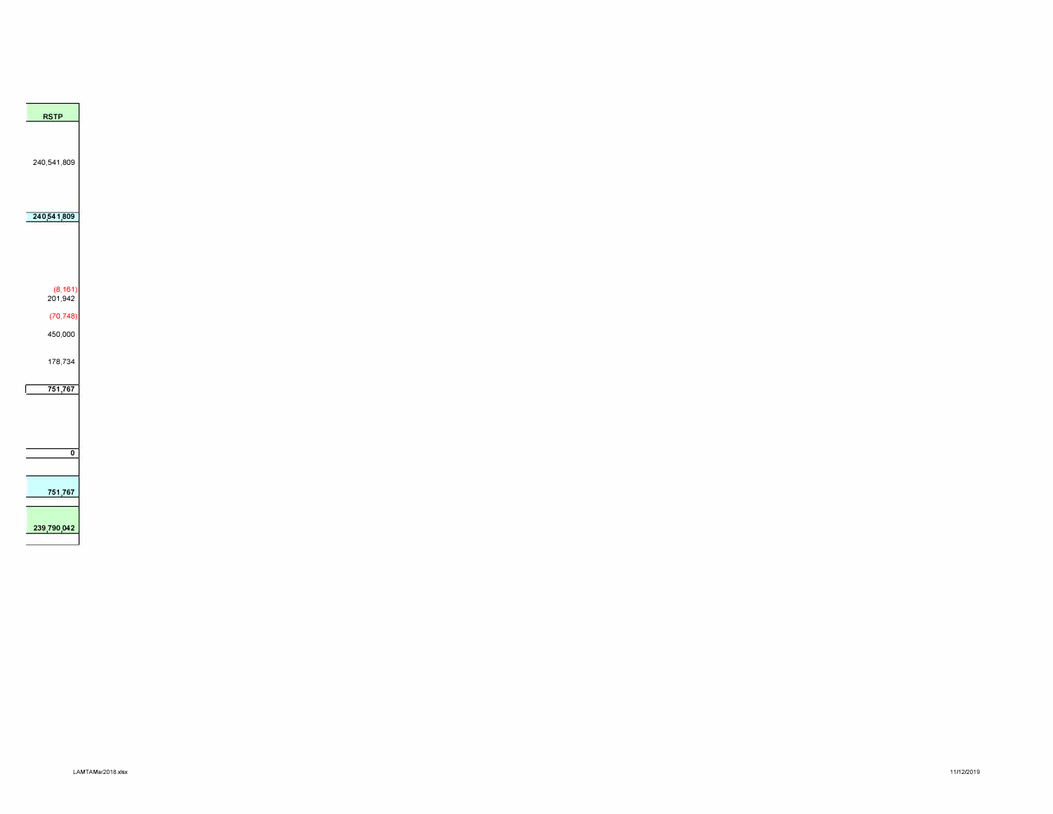| RSTP |
| --- |
| 240,541,809 |
| **240,541,809** |
| (8,161) |
| 201,942 |
| (70,748) |
| 450,000 |
| 178,734 |
| **751,767** |
| **0** |
| **751,767** |
| **239,790,042** |

LAMTAMar2018.xlsx

11/12/2019